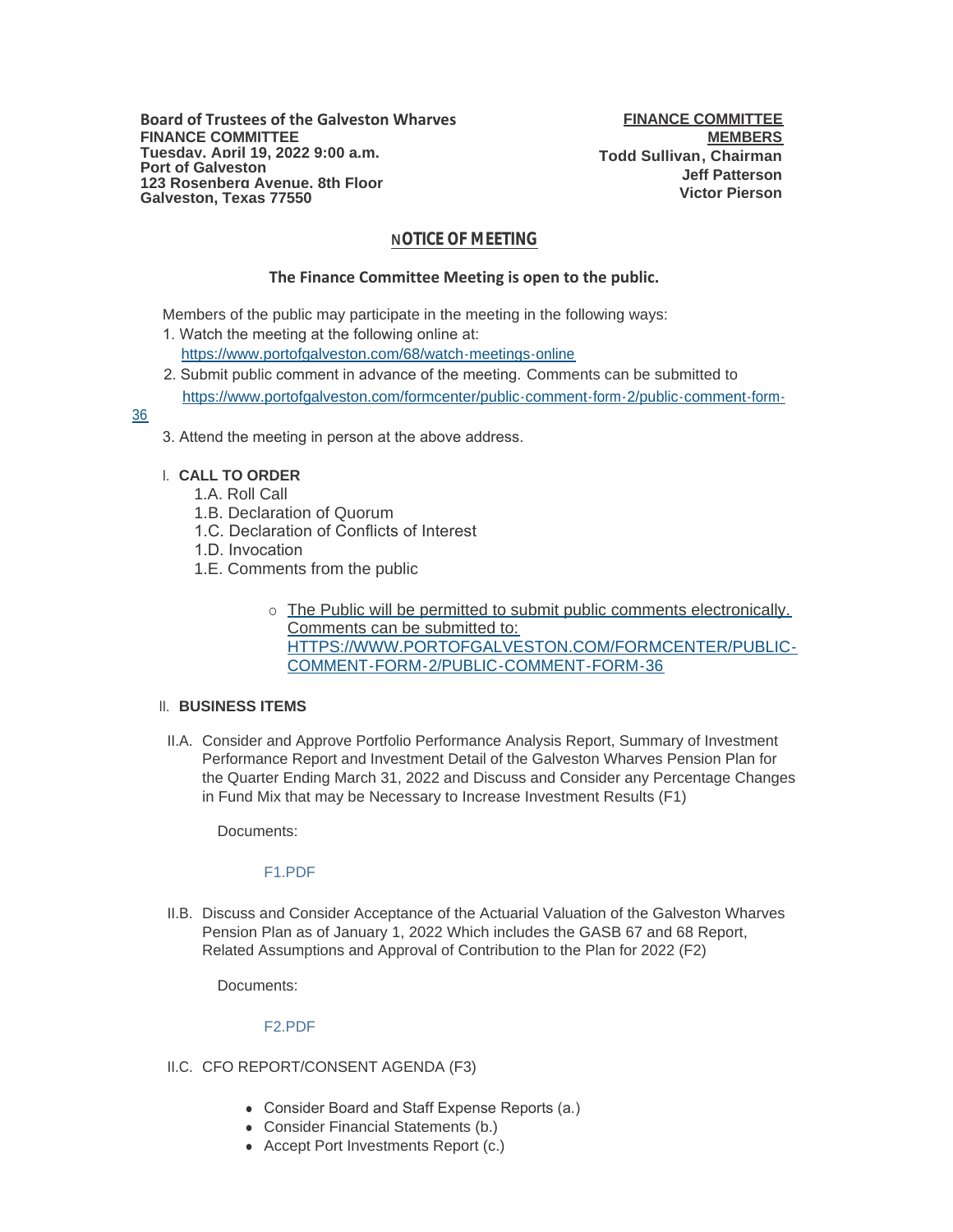**Board of Trustees of the Galveston Wharves**
**FINANCE COMMITTEE**
**Tuesday, April 19, 2022 9:00 a.m.**
**Port of Galveston**
**123 Rosenberg Avenue, 8th Floor**
**Galveston, Texas 77550**

**FINANCE COMMITTEE MEMBERS**
**Todd Sullivan, Chairman**
**Jeff Patterson**
**Victor Pierson**

## NOTICE OF MEETING

**The Finance Committee Meeting is open to the public.**

Members of the public may participate in the meeting in the following ways:

1. Watch the meeting at the following online at:
   https://www.portofgalveston.com/68/watch-meetings-online
2. Submit public comment in advance of the meeting. Comments can be submitted to https://www.portofgalveston.com/formcenter/public-comment-form-2/public-comment-form-36
3. Attend the meeting in person at the above address.

I. **CALL TO ORDER**

- 1.A. Roll Call
- 1.B. Declaration of Quorum
- 1.C. Declaration of Conflicts of Interest
- 1.D. Invocation
- 1.E. Comments from the public
  - The Public will be permitted to submit public comments electronically. Comments can be submitted to: HTTPS://WWW.PORTOFGALVESTON.COM/FORMCENTER/PUBLIC-COMMENT-FORM-2/PUBLIC-COMMENT-FORM-36

II. **BUSINESS ITEMS**

II.A. Consider and Approve Portfolio Performance Analysis Report, Summary of Investment Performance Report and Investment Detail of the Galveston Wharves Pension Plan for the Quarter Ending March 31, 2022 and Discuss and Consider any Percentage Changes in Fund Mix that may be Necessary to Increase Investment Results (F1)

Documents:

F1.PDF

II.B. Discuss and Consider Acceptance of the Actuarial Valuation of the Galveston Wharves Pension Plan as of January 1, 2022 Which includes the GASB 67 and 68 Report, Related Assumptions and Approval of Contribution to the Plan for 2022 (F2)

Documents:

F2.PDF

II.C. CFO REPORT/CONSENT AGENDA (F3)

- Consider Board and Staff Expense Reports (a.)
- Consider Financial Statements (b.)
- Accept Port Investments Report (c.)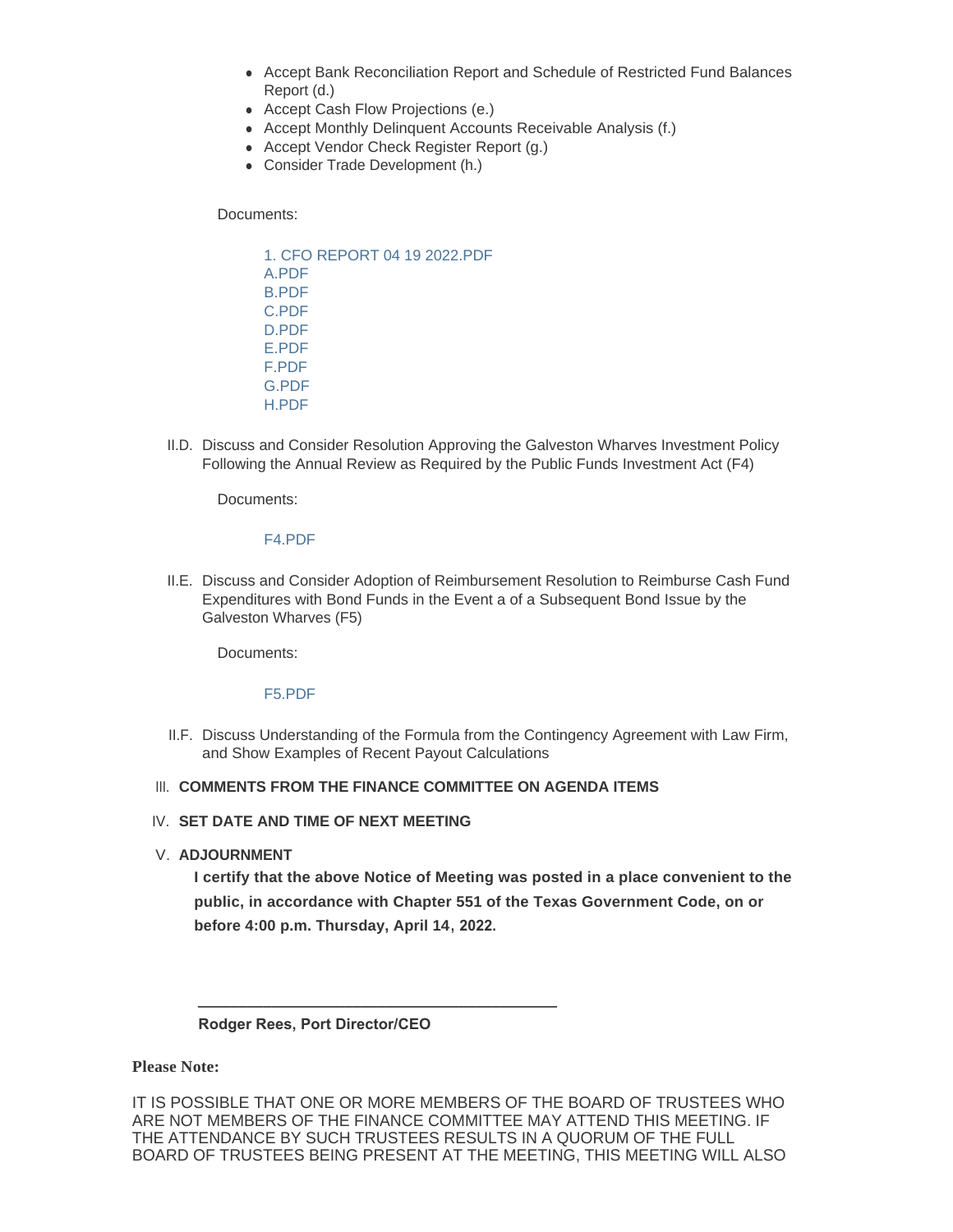- Accept Bank Reconciliation Report and Schedule of Restricted Fund Balances Report (d.)
- Accept Cash Flow Projections (e.)
- Accept Monthly Delinquent Accounts Receivable Analysis (f.)
- Accept Vendor Check Register Report (g.)
- Consider Trade Development (h.)

Documents:

1. CFO REPORT 04 19 2022.PDF
A.PDF
B.PDF
C.PDF
D.PDF
E.PDF
F.PDF
G.PDF
H.PDF

II.D. Discuss and Consider Resolution Approving the Galveston Wharves Investment Policy Following the Annual Review as Required by the Public Funds Investment Act (F4)

Documents:

F4.PDF

II.E. Discuss and Consider Adoption of Reimbursement Resolution to Reimburse Cash Fund Expenditures with Bond Funds in the Event a of a Subsequent Bond Issue by the Galveston Wharves (F5)

Documents:

F5.PDF

II.F. Discuss Understanding of the Formula from the Contingency Agreement with Law Firm, and Show Examples of Recent Payout Calculations

III. **COMMENTS FROM THE FINANCE COMMITTEE ON AGENDA ITEMS**

IV. **SET DATE AND TIME OF NEXT MEETING**

V. **ADJOURNMENT**

**I certify that the above Notice of Meeting was posted in a place convenient to the public, in accordance with Chapter 551 of the Texas Government Code, on or before 4:00 p.m. Thursday, April 14, 2022.**

\_\_\_\_\_\_\_\_\_\_\_\_\_\_\_\_\_\_\_\_\_\_\_\_\_\_\_\_\_\_\_\_\_\_\_\_\_\_\_\_

**Rodger Rees, Port Director/CEO**

**Please Note:**

IT IS POSSIBLE THAT ONE OR MORE MEMBERS OF THE BOARD OF TRUSTEES WHO ARE NOT MEMBERS OF THE FINANCE COMMITTEE MAY ATTEND THIS MEETING. IF THE ATTENDANCE BY SUCH TRUSTEES RESULTS IN A QUORUM OF THE FULL BOARD OF TRUSTEES BEING PRESENT AT THE MEETING, THIS MEETING WILL ALSO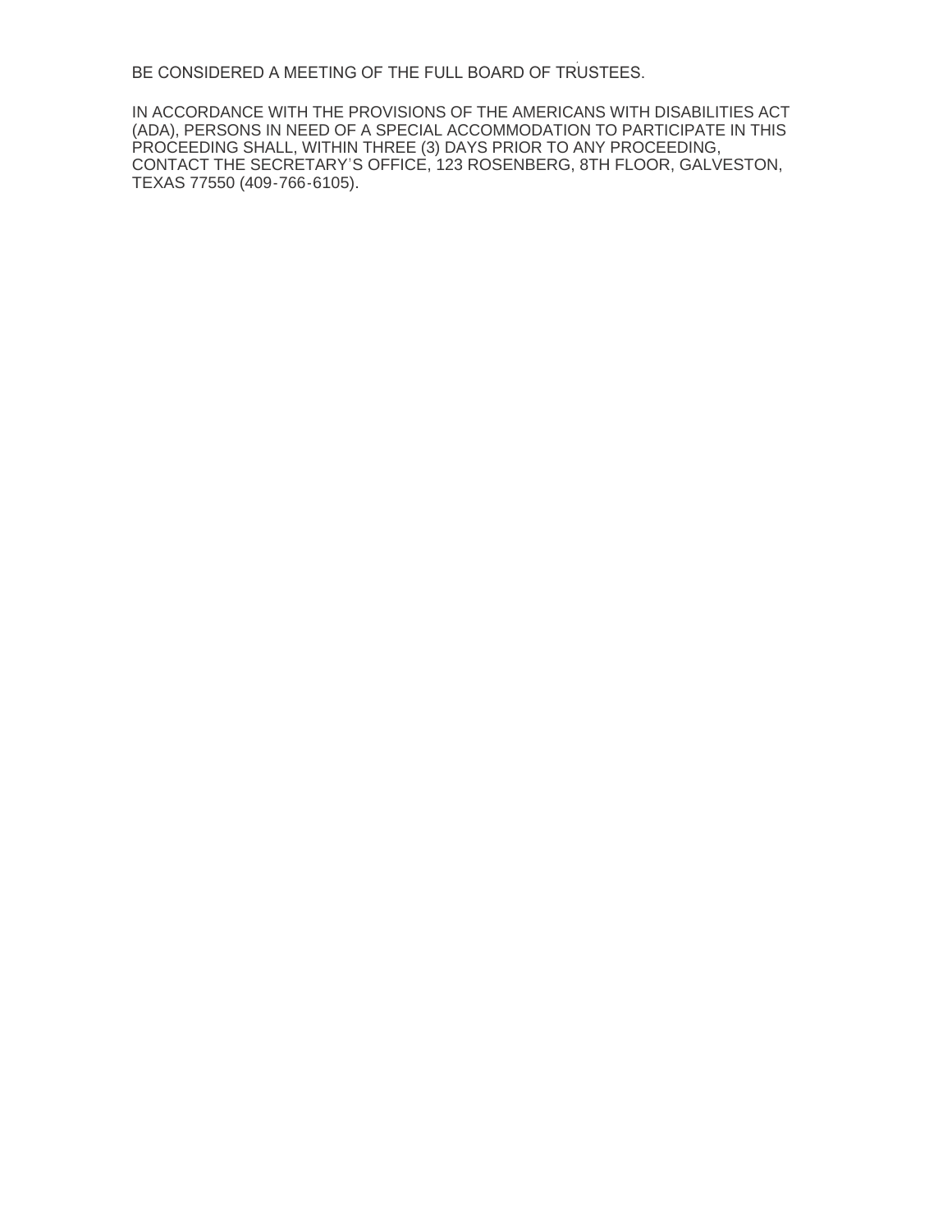BE CONSIDERED A MEETING OF THE FULL BOARD OF TRUSTEES.

IN ACCORDANCE WITH THE PROVISIONS OF THE AMERICANS WITH DISABILITIES ACT (ADA), PERSONS IN NEED OF A SPECIAL ACCOMMODATION TO PARTICIPATE IN THIS PROCEEDING SHALL, WITHIN THREE (3) DAYS PRIOR TO ANY PROCEEDING, CONTACT THE SECRETARY'S OFFICE, 123 ROSENBERG, 8TH FLOOR, GALVESTON, TEXAS 77550 (409-766-6105).